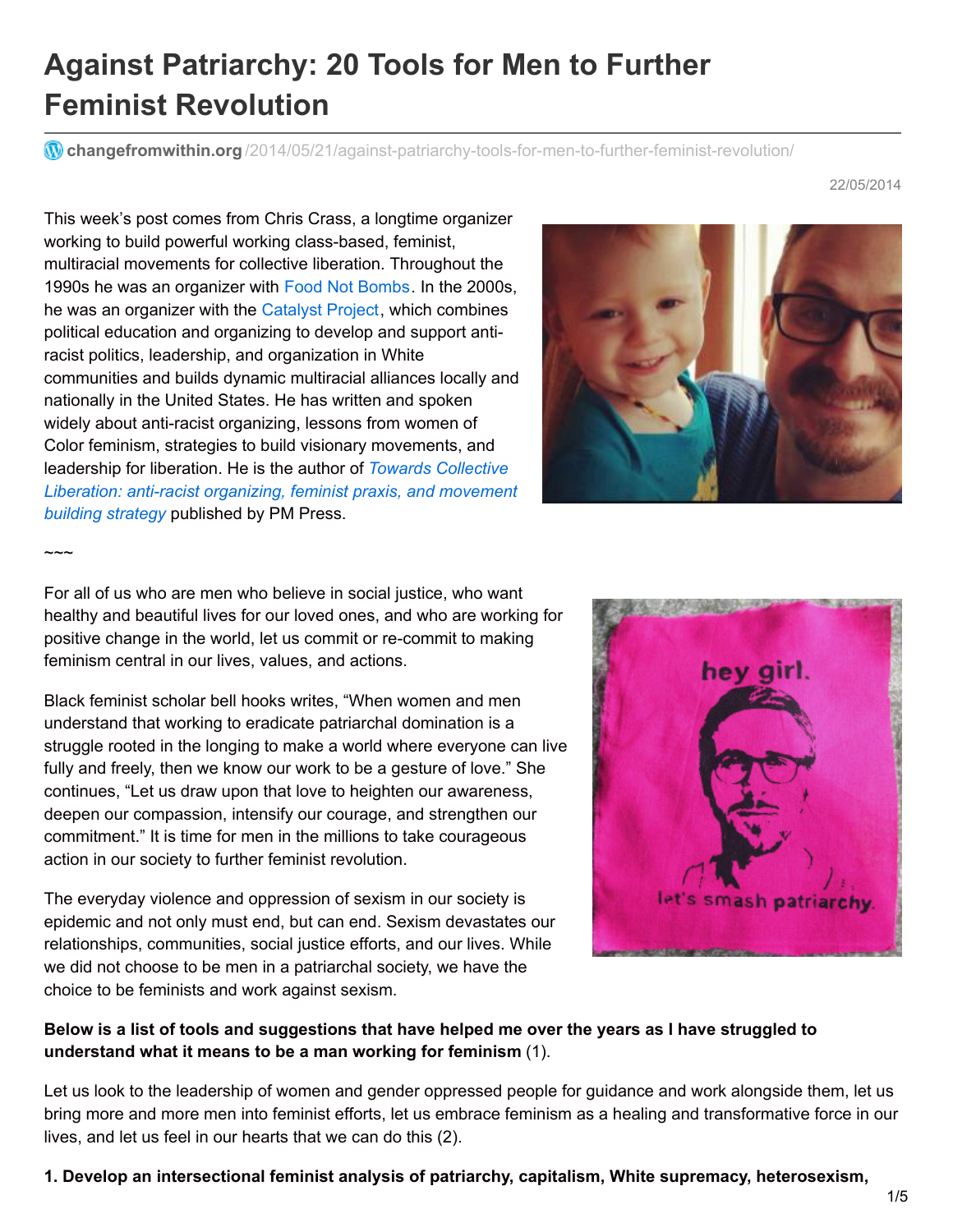# Against Patriarchy: 20 Tools for Men to Further Feminist Revolution

changefromwithin.org/2014/05/21/against-patriarchy-tools-for-men-to-further-feminist-revolution/

22/05/2014

This week's post comes from Chris Crass, a longtime organizer working to build powerful working class-based, feminist, multiracial movements for collective liberation. Throughout the 1990s he was an organizer with Food Not Bombs. In the 2000s, he was an organizer with the Catalyst Project, which combines political education and organizing to develop and support anti-racist politics, leadership, and organization in White communities and builds dynamic multiracial alliances locally and nationally in the United States. He has written and spoken widely about anti-racist organizing, lessons from women of Color feminism, strategies to build visionary movements, and leadership for liberation. He is the author of *Towards Collective Liberation: anti-racist organizing, feminist praxis, and movement building strategy* published by PM Press.

~~~

For all of us who are men who believe in social justice, who want healthy and beautiful lives for our loved ones, and who are working for positive change in the world, let us commit or re-commit to making feminism central in our lives, values, and actions.

Black feminist scholar bell hooks writes, "When women and men understand that working to eradicate patriarchal domination is a struggle rooted in the longing to make a world where everyone can live fully and freely, then we know our work to be a gesture of love." She continues, "Let us draw upon that love to heighten our awareness, deepen our compassion, intensify our courage, and strengthen our commitment." It is time for men in the millions to take courageous action in our society to further feminist revolution.

The everyday violence and oppression of sexism in our society is epidemic and not only must end, but can end. Sexism devastates our relationships, communities, social justice efforts, and our lives. While we did not choose to be men in a patriarchal society, we have the choice to be feminists and work against sexism.

**Below is a list of tools and suggestions that have helped me over the years as I have struggled to understand what it means to be a man working for feminism** (1).

Let us look to the leadership of women and gender oppressed people for guidance and work alongside them, let us bring more and more men into feminist efforts, let us embrace feminism as a healing and transformative force in our lives, and let us feel in our hearts that we can do this (2).

**1. Develop an intersectional feminist analysis of patriarchy, capitalism, White supremacy, heterosexism,**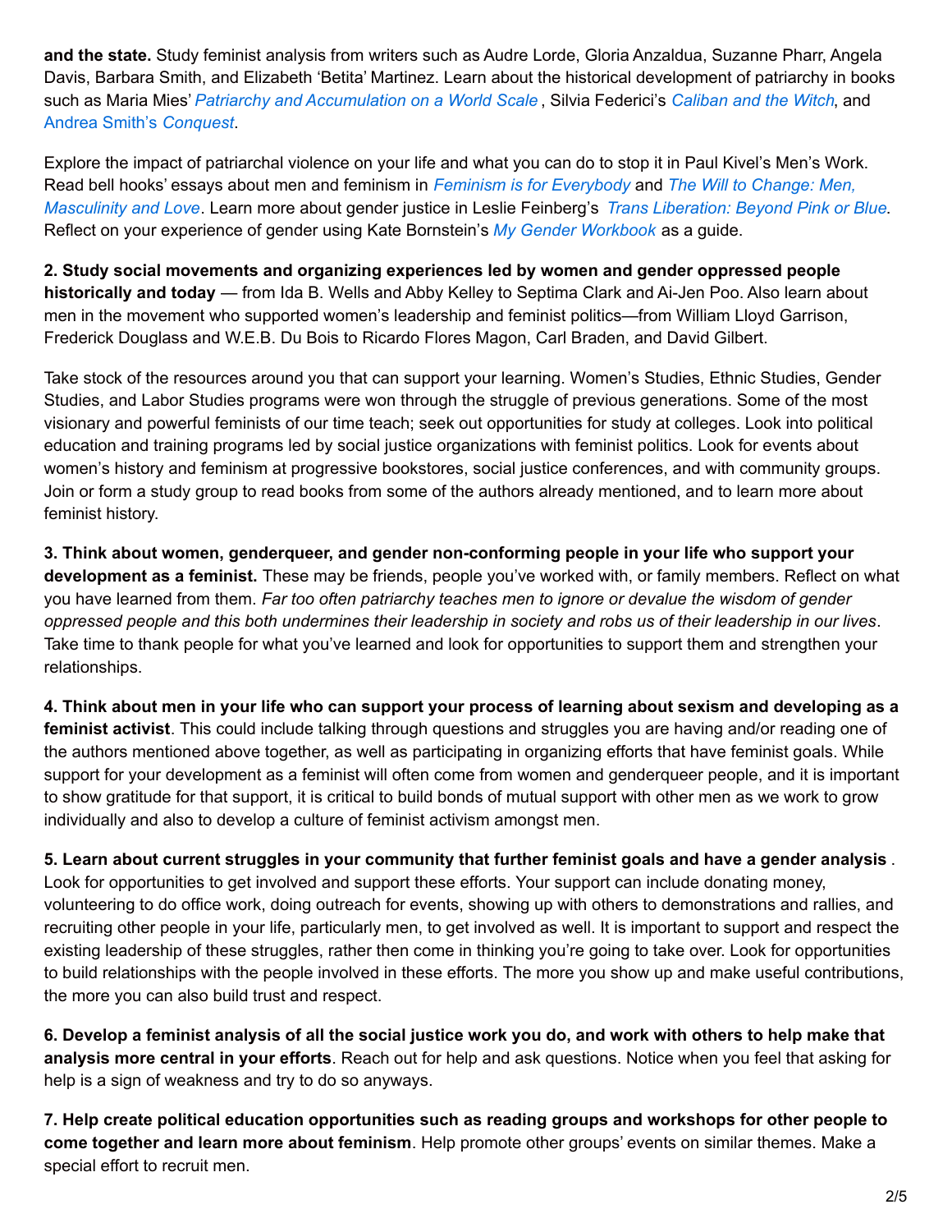**and the state.** Study feminist analysis from writers such as Audre Lorde, Gloria Anzaldua, Suzanne Pharr, Angela Davis, Barbara Smith, and Elizabeth 'Betita' Martinez. Learn about the historical development of patriarchy in books such as Maria Mies' *Patriarchy and Accumulation on a World Scale* , Silvia Federici's *Caliban and the Witch*, and Andrea Smith's *Conquest*.

Explore the impact of patriarchal violence on your life and what you can do to stop it in Paul Kivel's Men's Work. Read bell hooks' essays about men and feminism in *Feminism is for Everybody* and *The Will to Change: Men, Masculinity and Love*. Learn more about gender justice in Leslie Feinberg's *Trans Liberation: Beyond Pink or Blue*. Reflect on your experience of gender using Kate Bornstein's *My Gender Workbook* as a guide.

**2. Study social movements and organizing experiences led by women and gender oppressed people historically and today** — from Ida B. Wells and Abby Kelley to Septima Clark and Ai-Jen Poo. Also learn about men in the movement who supported women's leadership and feminist politics—from William Lloyd Garrison, Frederick Douglass and W.E.B. Du Bois to Ricardo Flores Magon, Carl Braden, and David Gilbert.

Take stock of the resources around you that can support your learning. Women's Studies, Ethnic Studies, Gender Studies, and Labor Studies programs were won through the struggle of previous generations. Some of the most visionary and powerful feminists of our time teach; seek out opportunities for study at colleges. Look into political education and training programs led by social justice organizations with feminist politics. Look for events about women's history and feminism at progressive bookstores, social justice conferences, and with community groups. Join or form a study group to read books from some of the authors already mentioned, and to learn more about feminist history.

**3. Think about women, genderqueer, and gender non-conforming people in your life who support your development as a feminist.** These may be friends, people you've worked with, or family members. Reflect on what you have learned from them. *Far too often patriarchy teaches men to ignore or devalue the wisdom of gender oppressed people and this both undermines their leadership in society and robs us of their leadership in our lives*. Take time to thank people for what you've learned and look for opportunities to support them and strengthen your relationships.

**4. Think about men in your life who can support your process of learning about sexism and developing as a feminist activist**. This could include talking through questions and struggles you are having and/or reading one of the authors mentioned above together, as well as participating in organizing efforts that have feminist goals. While support for your development as a feminist will often come from women and genderqueer people, and it is important to show gratitude for that support, it is critical to build bonds of mutual support with other men as we work to grow individually and also to develop a culture of feminist activism amongst men.

**5. Learn about current struggles in your community that further feminist goals and have a gender analysis** . Look for opportunities to get involved and support these efforts. Your support can include donating money, volunteering to do office work, doing outreach for events, showing up with others to demonstrations and rallies, and recruiting other people in your life, particularly men, to get involved as well. It is important to support and respect the existing leadership of these struggles, rather then come in thinking you're going to take over. Look for opportunities to build relationships with the people involved in these efforts. The more you show up and make useful contributions, the more you can also build trust and respect.

**6. Develop a feminist analysis of all the social justice work you do, and work with others to help make that analysis more central in your efforts**. Reach out for help and ask questions. Notice when you feel that asking for help is a sign of weakness and try to do so anyways.

**7. Help create political education opportunities such as reading groups and workshops for other people to come together and learn more about feminism**. Help promote other groups' events on similar themes. Make a special effort to recruit men.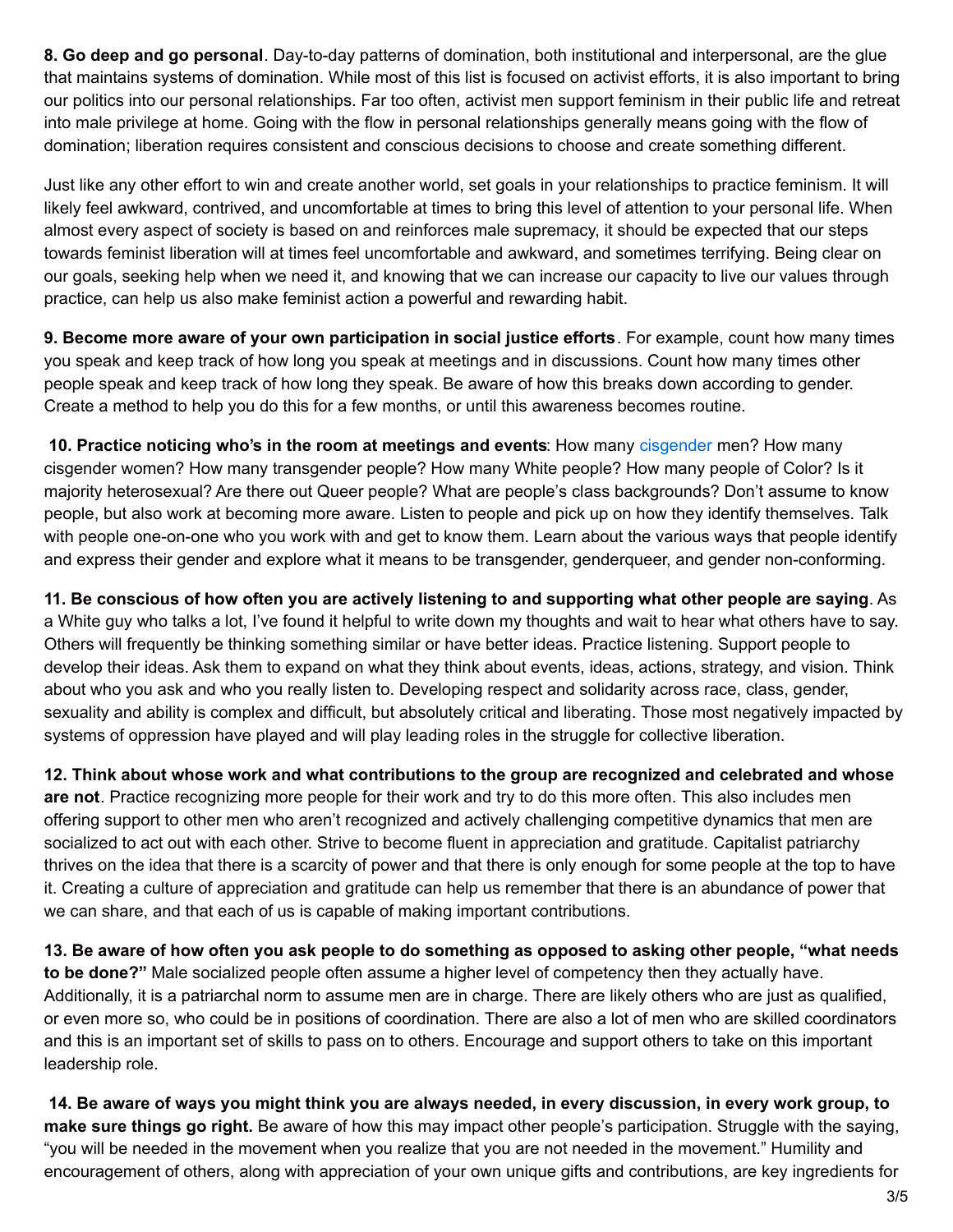**8. Go deep and go personal**. Day-to-day patterns of domination, both institutional and interpersonal, are the glue that maintains systems of domination. While most of this list is focused on activist efforts, it is also important to bring our politics into our personal relationships. Far too often, activist men support feminism in their public life and retreat into male privilege at home. Going with the flow in personal relationships generally means going with the flow of domination; liberation requires consistent and conscious decisions to choose and create something different.

Just like any other effort to win and create another world, set goals in your relationships to practice feminism. It will likely feel awkward, contrived, and uncomfortable at times to bring this level of attention to your personal life. When almost every aspect of society is based on and reinforces male supremacy, it should be expected that our steps towards feminist liberation will at times feel uncomfortable and awkward, and sometimes terrifying. Being clear on our goals, seeking help when we need it, and knowing that we can increase our capacity to live our values through practice, can help us also make feminist action a powerful and rewarding habit.

**9. Become more aware of your own participation in social justice efforts**. For example, count how many times you speak and keep track of how long you speak at meetings and in discussions. Count how many times other people speak and keep track of how long they speak. Be aware of how this breaks down according to gender. Create a method to help you do this for a few months, or until this awareness becomes routine.

**10. Practice noticing who's in the room at meetings and events**: How many cisgender men? How many cisgender women? How many transgender people? How many White people? How many people of Color? Is it majority heterosexual? Are there out Queer people? What are people's class backgrounds? Don't assume to know people, but also work at becoming more aware. Listen to people and pick up on how they identify themselves. Talk with people one-on-one who you work with and get to know them. Learn about the various ways that people identify and express their gender and explore what it means to be transgender, genderqueer, and gender non-conforming.

**11. Be conscious of how often you are actively listening to and supporting what other people are saying**. As a White guy who talks a lot, I've found it helpful to write down my thoughts and wait to hear what others have to say. Others will frequently be thinking something similar or have better ideas. Practice listening. Support people to develop their ideas. Ask them to expand on what they think about events, ideas, actions, strategy, and vision. Think about who you ask and who you really listen to. Developing respect and solidarity across race, class, gender, sexuality and ability is complex and difficult, but absolutely critical and liberating. Those most negatively impacted by systems of oppression have played and will play leading roles in the struggle for collective liberation.

**12. Think about whose work and what contributions to the group are recognized and celebrated and whose are not**. Practice recognizing more people for their work and try to do this more often. This also includes men offering support to other men who aren't recognized and actively challenging competitive dynamics that men are socialized to act out with each other. Strive to become fluent in appreciation and gratitude. Capitalist patriarchy thrives on the idea that there is a scarcity of power and that there is only enough for some people at the top to have it. Creating a culture of appreciation and gratitude can help us remember that there is an abundance of power that we can share, and that each of us is capable of making important contributions.

**13. Be aware of how often you ask people to do something as opposed to asking other people, "what needs to be done?"** Male socialized people often assume a higher level of competency then they actually have. Additionally, it is a patriarchal norm to assume men are in charge. There are likely others who are just as qualified, or even more so, who could be in positions of coordination. There are also a lot of men who are skilled coordinators and this is an important set of skills to pass on to others. Encourage and support others to take on this important leadership role.

**14. Be aware of ways you might think you are always needed, in every discussion, in every work group, to make sure things go right.** Be aware of how this may impact other people's participation. Struggle with the saying, "you will be needed in the movement when you realize that you are not needed in the movement." Humility and encouragement of others, along with appreciation of your own unique gifts and contributions, are key ingredients for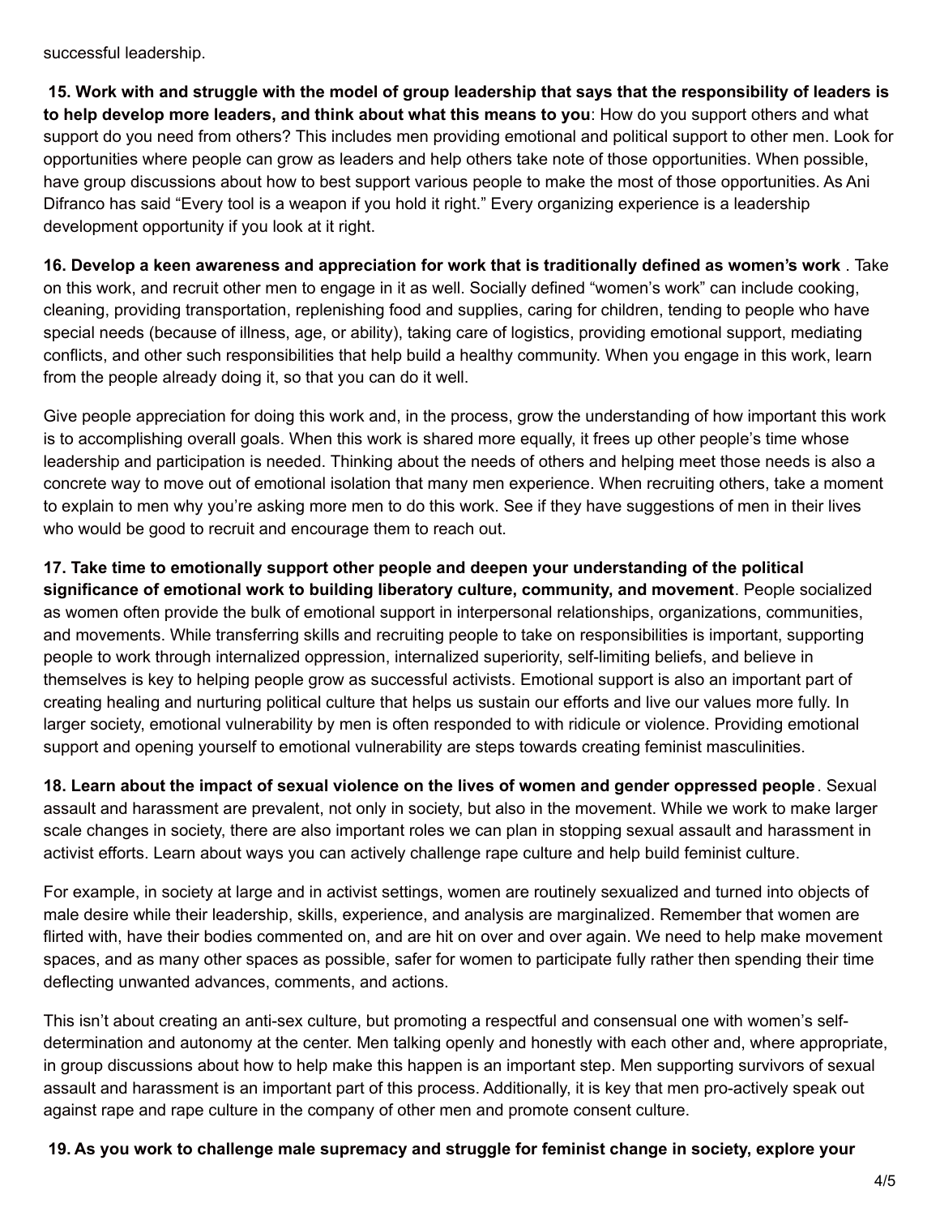successful leadership.

**15. Work with and struggle with the model of group leadership that says that the responsibility of leaders is to help develop more leaders, and think about what this means to you**: How do you support others and what support do you need from others? This includes men providing emotional and political support to other men. Look for opportunities where people can grow as leaders and help others take note of those opportunities. When possible, have group discussions about how to best support various people to make the most of those opportunities. As Ani Difranco has said "Every tool is a weapon if you hold it right." Every organizing experience is a leadership development opportunity if you look at it right.

**16. Develop a keen awareness and appreciation for work that is traditionally defined as women's work** . Take on this work, and recruit other men to engage in it as well. Socially defined "women's work" can include cooking, cleaning, providing transportation, replenishing food and supplies, caring for children, tending to people who have special needs (because of illness, age, or ability), taking care of logistics, providing emotional support, mediating conflicts, and other such responsibilities that help build a healthy community. When you engage in this work, learn from the people already doing it, so that you can do it well.

Give people appreciation for doing this work and, in the process, grow the understanding of how important this work is to accomplishing overall goals. When this work is shared more equally, it frees up other people's time whose leadership and participation is needed. Thinking about the needs of others and helping meet those needs is also a concrete way to move out of emotional isolation that many men experience. When recruiting others, take a moment to explain to men why you're asking more men to do this work. See if they have suggestions of men in their lives who would be good to recruit and encourage them to reach out.

**17. Take time to emotionally support other people and deepen your understanding of the political significance of emotional work to building liberatory culture, community, and movement**. People socialized as women often provide the bulk of emotional support in interpersonal relationships, organizations, communities, and movements. While transferring skills and recruiting people to take on responsibilities is important, supporting people to work through internalized oppression, internalized superiority, self-limiting beliefs, and believe in themselves is key to helping people grow as successful activists. Emotional support is also an important part of creating healing and nurturing political culture that helps us sustain our efforts and live our values more fully. In larger society, emotional vulnerability by men is often responded to with ridicule or violence. Providing emotional support and opening yourself to emotional vulnerability are steps towards creating feminist masculinities.

**18. Learn about the impact of sexual violence on the lives of women and gender oppressed people**. Sexual assault and harassment are prevalent, not only in society, but also in the movement. While we work to make larger scale changes in society, there are also important roles we can plan in stopping sexual assault and harassment in activist efforts. Learn about ways you can actively challenge rape culture and help build feminist culture.

For example, in society at large and in activist settings, women are routinely sexualized and turned into objects of male desire while their leadership, skills, experience, and analysis are marginalized. Remember that women are flirted with, have their bodies commented on, and are hit on over and over again. We need to help make movement spaces, and as many other spaces as possible, safer for women to participate fully rather then spending their time deflecting unwanted advances, comments, and actions.

This isn't about creating an anti-sex culture, but promoting a respectful and consensual one with women's self-determination and autonomy at the center. Men talking openly and honestly with each other and, where appropriate, in group discussions about how to help make this happen is an important step. Men supporting survivors of sexual assault and harassment is an important part of this process. Additionally, it is key that men pro-actively speak out against rape and rape culture in the company of other men and promote consent culture.

**19. As you work to challenge male supremacy and struggle for feminist change in society, explore your**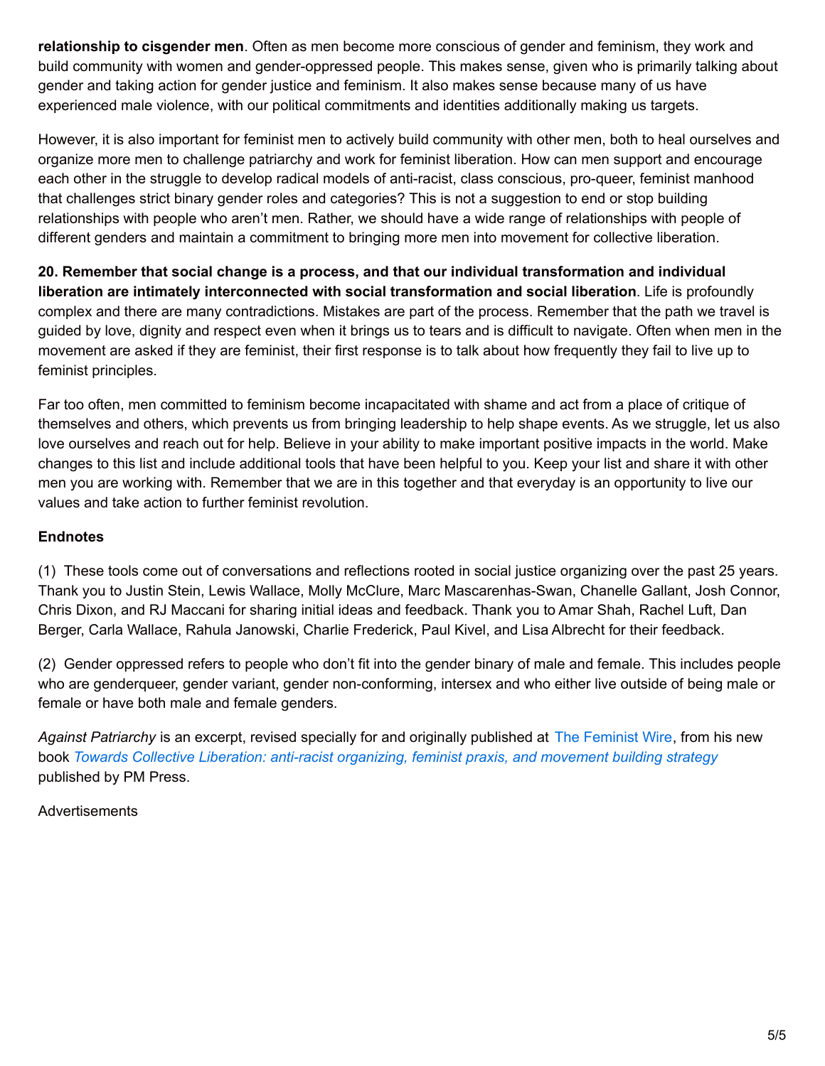**relationship to cisgender men**. Often as men become more conscious of gender and feminism, they work and build community with women and gender-oppressed people. This makes sense, given who is primarily talking about gender and taking action for gender justice and feminism. It also makes sense because many of us have experienced male violence, with our political commitments and identities additionally making us targets.

However, it is also important for feminist men to actively build community with other men, both to heal ourselves and organize more men to challenge patriarchy and work for feminist liberation. How can men support and encourage each other in the struggle to develop radical models of anti-racist, class conscious, pro-queer, feminist manhood that challenges strict binary gender roles and categories? This is not a suggestion to end or stop building relationships with people who aren't men. Rather, we should have a wide range of relationships with people of different genders and maintain a commitment to bringing more men into movement for collective liberation.

**20. Remember that social change is a process, and that our individual transformation and individual liberation are intimately interconnected with social transformation and social liberation**. Life is profoundly complex and there are many contradictions. Mistakes are part of the process. Remember that the path we travel is guided by love, dignity and respect even when it brings us to tears and is difficult to navigate. Often when men in the movement are asked if they are feminist, their first response is to talk about how frequently they fail to live up to feminist principles.

Far too often, men committed to feminism become incapacitated with shame and act from a place of critique of themselves and others, which prevents us from bringing leadership to help shape events. As we struggle, let us also love ourselves and reach out for help. Believe in your ability to make important positive impacts in the world. Make changes to this list and include additional tools that have been helpful to you. Keep your list and share it with other men you are working with. Remember that we are in this together and that everyday is an opportunity to live our values and take action to further feminist revolution.

**Endnotes**

(1) These tools come out of conversations and reflections rooted in social justice organizing over the past 25 years. Thank you to Justin Stein, Lewis Wallace, Molly McClure, Marc Mascarenhas-Swan, Chanelle Gallant, Josh Connor, Chris Dixon, and RJ Maccani for sharing initial ideas and feedback. Thank you to Amar Shah, Rachel Luft, Dan Berger, Carla Wallace, Rahula Janowski, Charlie Frederick, Paul Kivel, and Lisa Albrecht for their feedback.

(2) Gender oppressed refers to people who don't fit into the gender binary of male and female. This includes people who are genderqueer, gender variant, gender non-conforming, intersex and who either live outside of being male or female or have both male and female genders.

*Against Patriarchy* is an excerpt, revised specially for and originally published at The Feminist Wire, from his new book *Towards Collective Liberation: anti-racist organizing, feminist praxis, and movement building strategy* published by PM Press.

Advertisements